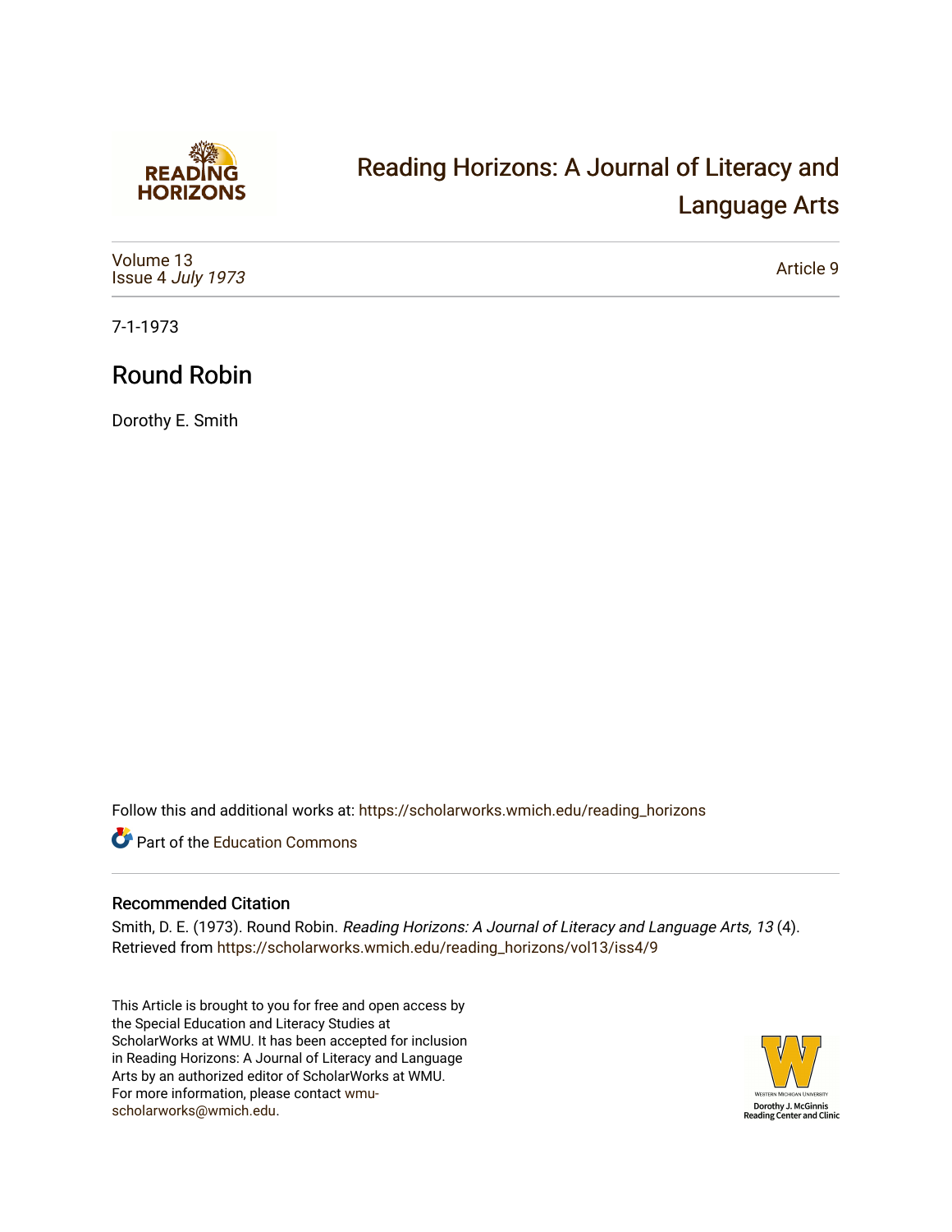# Reading Horizons: A Journal of Literacy and Language Arts

Volume 13
Issue 4 *July 1973*

Article 9

7-1-1973

## Round Robin

Dorothy E. Smith

Follow this and additional works at: https://scholarworks.wmich.edu/reading_horizons

Part of the Education Commons

### Recommended Citation

Smith, D. E. (1973). Round Robin. *Reading Horizons: A Journal of Literacy and Language Arts, 13* (4). Retrieved from https://scholarworks.wmich.edu/reading_horizons/vol13/iss4/9

This Article is brought to you for free and open access by the Special Education and Literacy Studies at ScholarWorks at WMU. It has been accepted for inclusion in Reading Horizons: A Journal of Literacy and Language Arts by an authorized editor of ScholarWorks at WMU. For more information, please contact wmu-scholarworks@wmich.edu.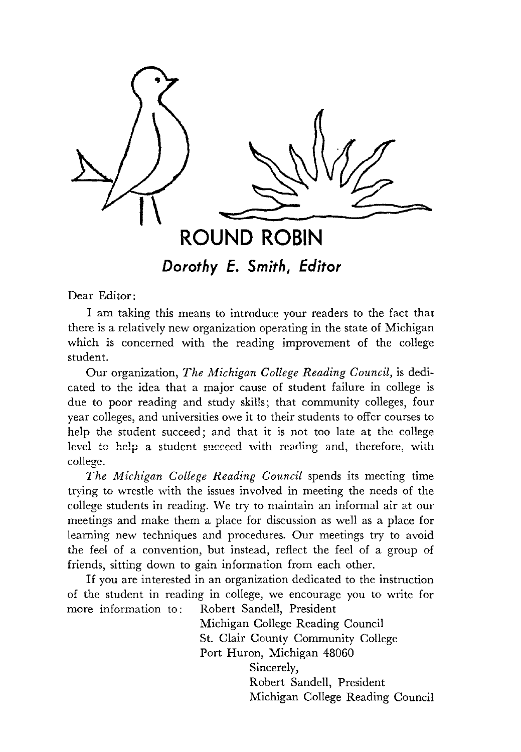# ROUND ROBIN

***Dorothy E. Smith, Editor***

Dear Editor:

I am taking this means to introduce your readers to the fact that there is a relatively new organization operating in the state of Michigan which is concerned with the reading improvement of the college student.

Our organization, *The Michigan College Reading Council,* is dedicated to the idea that a major cause of student failure in college is due to poor reading and study skills; that community colleges, four year colleges, and universities owe it to their students to offer courses to help the student succeed; and that it is not too late at the college level to help a student succeed with reading and, therefore, with college.

*The Michigan College Reading Council* spends its meeting time trying to wrestle with the issues involved in meeting the needs of the college students in reading. We try to maintain an informal air at our meetings and make them a place for discussion as well as a place for learning new techniques and procedures. Our meetings try to avoid the feel of a convention, but instead, reflect the feel of a group of friends, sitting down to gain information from each other.

If you are interested in an organization dedicated to the instruction of the student in reading in college, we encourage you to write for more information to:

Robert Sandell, President
Michigan College Reading Council
St. Clair County Community College
Port Huron, Michigan 48060

Sincerely,
Robert Sandell, President
Michigan College Reading Council